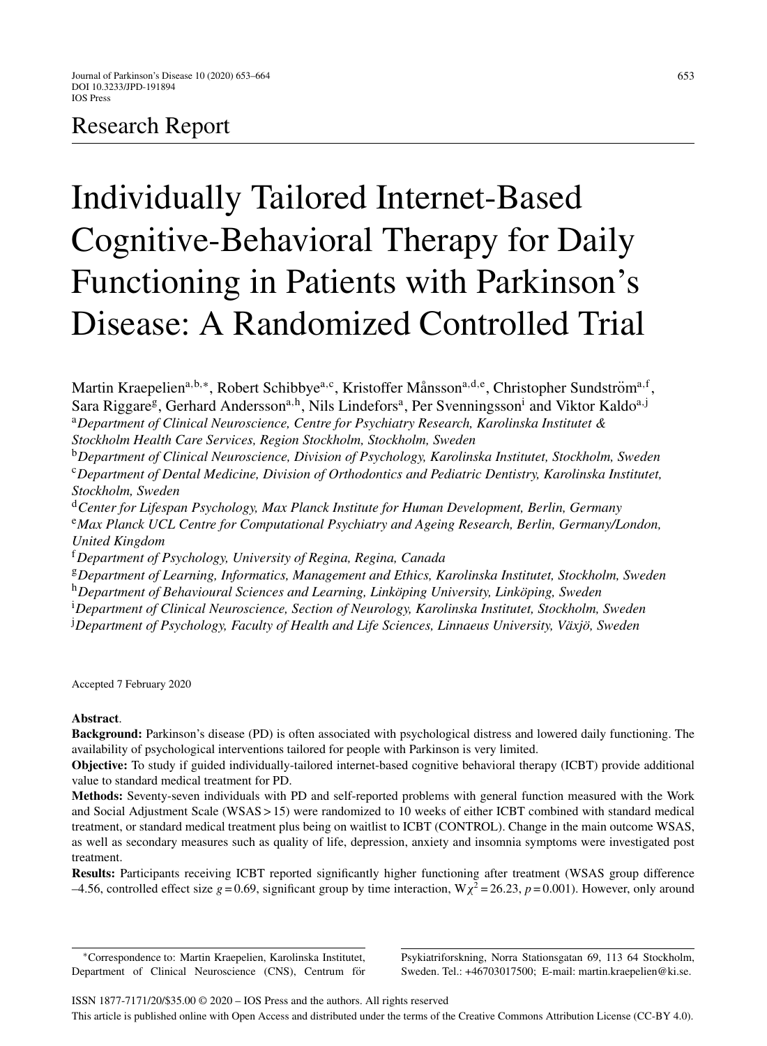Research Report

# Individually Tailored Internet-Based Cognitive-Behavioral Therapy for Daily Functioning in Patients with Parkinson's Disease: A Randomized Controlled Trial

Martin Kraepelien[a,b,∗], Robert Schibbye[a,c], Kristoffer Månsson[a,d,e], Christopher Sundström[a,f], Sara Riggare[g], Gerhard Andersson[a,h], Nils Lindefors[a], Per Svenningsson[i] and Viktor Kaldo[a,j]

[a]*Department of Clinical Neuroscience, Centre for Psychiatry Research, Karolinska Institutet & Stockholm Health Care Services, Region Stockholm, Stockholm, Sweden*

[b]*Department of Clinical Neuroscience, Division of Psychology, Karolinska Institutet, Stockholm, Sweden*

[c]*Department of Dental Medicine, Division of Orthodontics and Pediatric Dentistry, Karolinska Institutet, Stockholm, Sweden*

[d]*Center for Lifespan Psychology, Max Planck Institute for Human Development, Berlin, Germany*

[e]*Max Planck UCL Centre for Computational Psychiatry and Ageing Research, Berlin, Germany/London, United Kingdom*

[f]*Department of Psychology, University of Regina, Regina, Canada*

[g]*Department of Learning, Informatics, Management and Ethics, Karolinska Institutet, Stockholm, Sweden*

[h]*Department of Behavioural Sciences and Learning, Linköping University, Linköping, Sweden*

[i]*Department of Clinical Neuroscience, Section of Neurology, Karolinska Institutet, Stockholm, Sweden*

[j]*Department of Psychology, Faculty of Health and Life Sciences, Linnaeus University, Växjö, Sweden*

Accepted 7 February 2020

**Abstract**.

**Background:** Parkinson's disease (PD) is often associated with psychological distress and lowered daily functioning. The availability of psychological interventions tailored for people with Parkinson is very limited.

**Objective:** To study if guided individually-tailored internet-based cognitive behavioral therapy (ICBT) provide additional value to standard medical treatment for PD.

**Methods:** Seventy-seven individuals with PD and self-reported problems with general function measured with the Work and Social Adjustment Scale (WSAS > 15) were randomized to 10 weeks of either ICBT combined with standard medical treatment, or standard medical treatment plus being on waitlist to ICBT (CONTROL). Change in the main outcome WSAS, as well as secondary measures such as quality of life, depression, anxiety and insomnia symptoms were investigated post treatment.

**Results:** Participants receiving ICBT reported significantly higher functioning after treatment (WSAS group difference –4.56, controlled effect size $g = 0.69$, significant group by time interaction, $W\chi^2 = 26.23$, $p = 0.001$). However, only around

∗Correspondence to: Martin Kraepelien, Karolinska Institutet, Department of Clinical Neuroscience (CNS), Centrum för Psykiatriforskning, Norra Stationsgatan 69, 113 64 Stockholm, Sweden. Tel.: +46703017500; E-mail: martin.kraepelien@ki.se.

ISSN 1877-7171/20/$35.00 © 2020 – IOS Press and the authors. All rights reserved

This article is published online with Open Access and distributed under the terms of the Creative Commons Attribution License (CC-BY 4.0).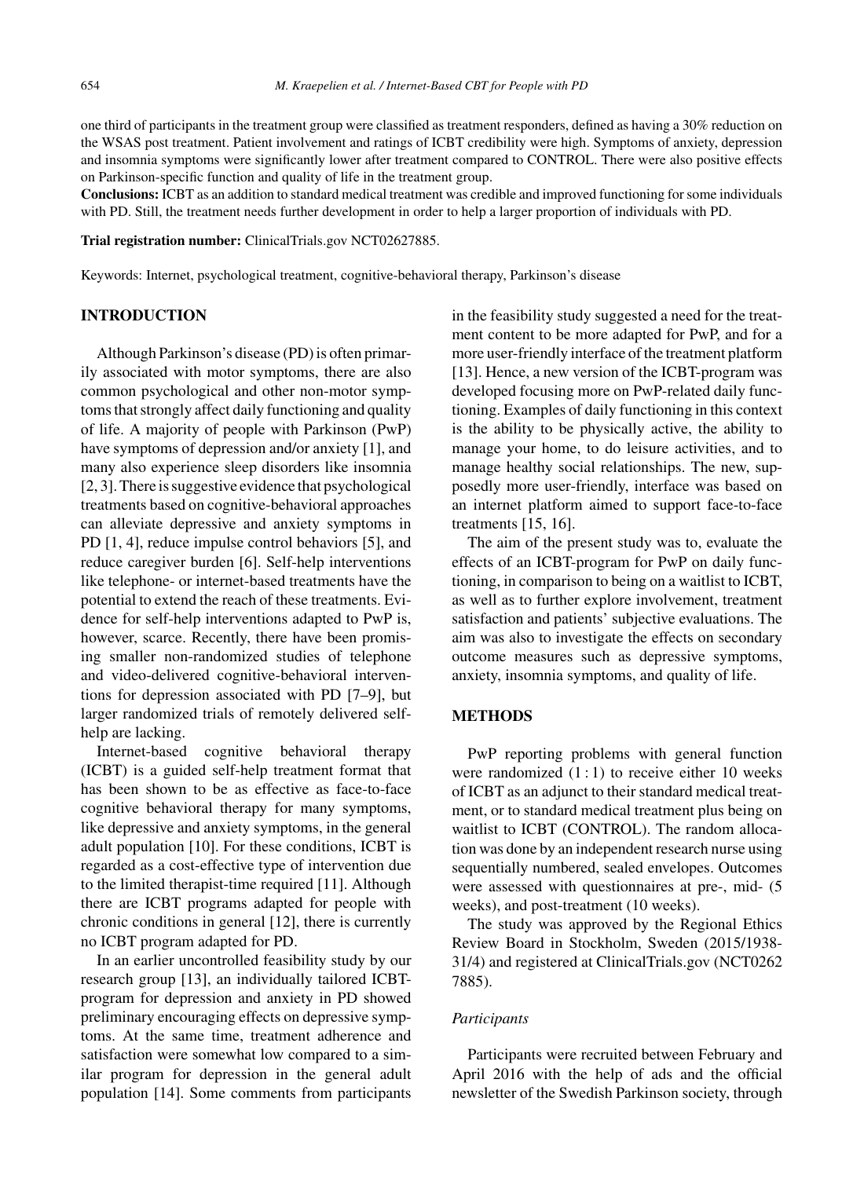one third of participants in the treatment group were classified as treatment responders, defined as having a 30% reduction on the WSAS post treatment. Patient involvement and ratings of ICBT credibility were high. Symptoms of anxiety, depression and insomnia symptoms were significantly lower after treatment compared to CONTROL. There were also positive effects on Parkinson-specific function and quality of life in the treatment group.

**Conclusions:** ICBT as an addition to standard medical treatment was credible and improved functioning for some individuals with PD. Still, the treatment needs further development in order to help a larger proportion of individuals with PD.

**Trial registration number:** ClinicalTrials.gov NCT02627885.

Keywords: Internet, psychological treatment, cognitive-behavioral therapy, Parkinson's disease

## INTRODUCTION

Although Parkinson's disease (PD) is often primarily associated with motor symptoms, there are also common psychological and other non-motor symptoms that strongly affect daily functioning and quality of life. A majority of people with Parkinson (PwP) have symptoms of depression and/or anxiety [1], and many also experience sleep disorders like insomnia [2, 3]. There is suggestive evidence that psychological treatments based on cognitive-behavioral approaches can alleviate depressive and anxiety symptoms in PD [1, 4], reduce impulse control behaviors [5], and reduce caregiver burden [6]. Self-help interventions like telephone- or internet-based treatments have the potential to extend the reach of these treatments. Evidence for self-help interventions adapted to PwP is, however, scarce. Recently, there have been promising smaller non-randomized studies of telephone and video-delivered cognitive-behavioral interventions for depression associated with PD [7–9], but larger randomized trials of remotely delivered self-help are lacking.

Internet-based cognitive behavioral therapy (ICBT) is a guided self-help treatment format that has been shown to be as effective as face-to-face cognitive behavioral therapy for many symptoms, like depressive and anxiety symptoms, in the general adult population [10]. For these conditions, ICBT is regarded as a cost-effective type of intervention due to the limited therapist-time required [11]. Although there are ICBT programs adapted for people with chronic conditions in general [12], there is currently no ICBT program adapted for PD.

In an earlier uncontrolled feasibility study by our research group [13], an individually tailored ICBT-program for depression and anxiety in PD showed preliminary encouraging effects on depressive symptoms. At the same time, treatment adherence and satisfaction were somewhat low compared to a similar program for depression in the general adult population [14]. Some comments from participants in the feasibility study suggested a need for the treatment content to be more adapted for PwP, and for a more user-friendly interface of the treatment platform [13]. Hence, a new version of the ICBT-program was developed focusing more on PwP-related daily functioning. Examples of daily functioning in this context is the ability to be physically active, the ability to manage your home, to do leisure activities, and to manage healthy social relationships. The new, supposedly more user-friendly, interface was based on an internet platform aimed to support face-to-face treatments [15, 16].

The aim of the present study was to, evaluate the effects of an ICBT-program for PwP on daily functioning, in comparison to being on a waitlist to ICBT, as well as to further explore involvement, treatment satisfaction and patients' subjective evaluations. The aim was also to investigate the effects on secondary outcome measures such as depressive symptoms, anxiety, insomnia symptoms, and quality of life.

## METHODS

PwP reporting problems with general function were randomized (1 : 1) to receive either 10 weeks of ICBT as an adjunct to their standard medical treatment, or to standard medical treatment plus being on waitlist to ICBT (CONTROL). The random allocation was done by an independent research nurse using sequentially numbered, sealed envelopes. Outcomes were assessed with questionnaires at pre-, mid- (5 weeks), and post-treatment (10 weeks).

The study was approved by the Regional Ethics Review Board in Stockholm, Sweden (2015/1938-31/4) and registered at ClinicalTrials.gov (NCT02627885).

### *Participants*

Participants were recruited between February and April 2016 with the help of ads and the official newsletter of the Swedish Parkinson society, through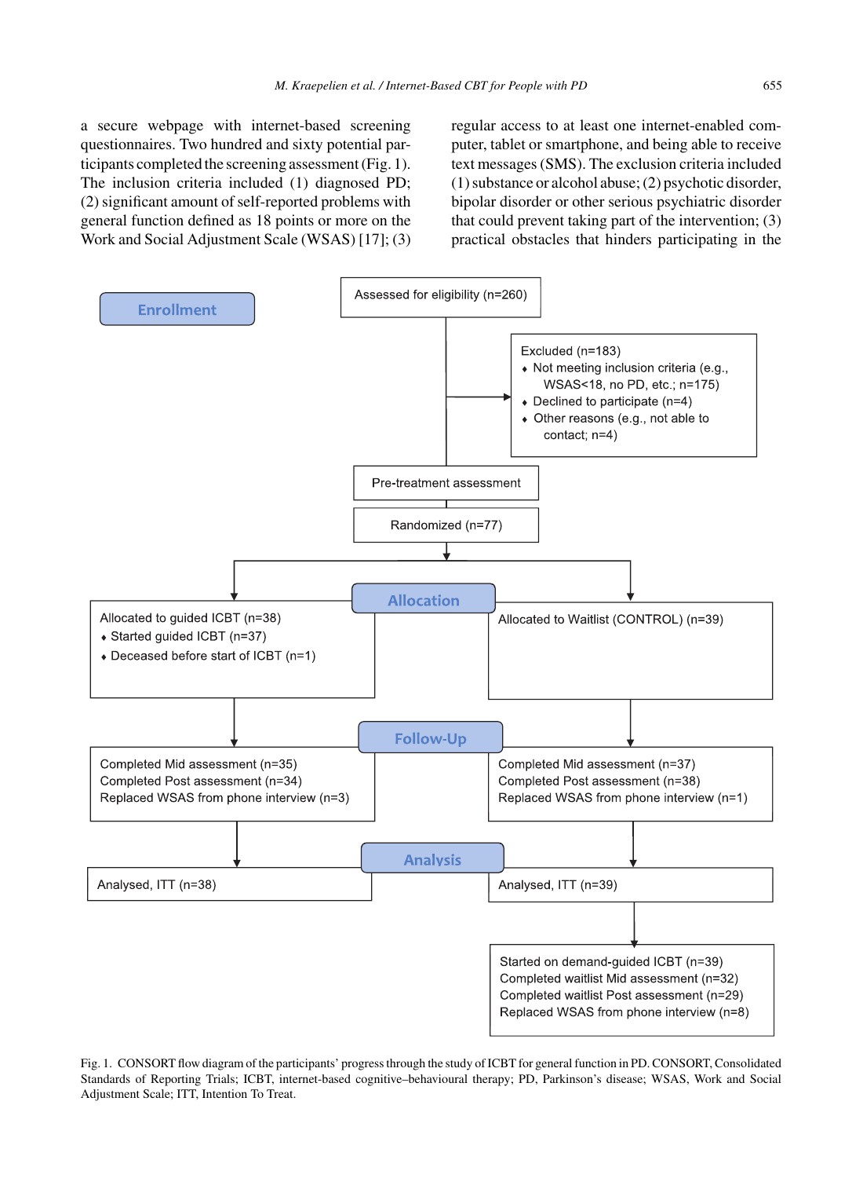a secure webpage with internet-based screening questionnaires. Two hundred and sixty potential participants completed the screening assessment (Fig. 1). The inclusion criteria included (1) diagnosed PD; (2) significant amount of self-reported problems with general function defined as 18 points or more on the Work and Social Adjustment Scale (WSAS) [17]; (3) regular access to at least one internet-enabled computer, tablet or smartphone, and being able to receive text messages (SMS). The exclusion criteria included (1) substance or alcohol abuse; (2) psychotic disorder, bipolar disorder or other serious psychiatric disorder that could prevent taking part of the intervention; (3) practical obstacles that hinders participating in the

**Enrollment**

Assessed for eligibility (n=260)

Excluded (n=183)
- Not meeting inclusion criteria (e.g., WSAS<18, no PD, etc.; n=175)
- Declined to participate (n=4)
- Other reasons (e.g., not able to contact; n=4)

Pre-treatment assessment

Randomized (n=77)

**Allocation**

Allocated to guided ICBT (n=38)
- Started guided ICBT (n=37)
- Deceased before start of ICBT (n=1)

Allocated to Waitlist (CONTROL) (n=39)

**Follow-Up**

Completed Mid assessment (n=35)
Completed Post assessment (n=34)
Replaced WSAS from phone interview (n=3)

Completed Mid assessment (n=37)
Completed Post assessment (n=38)
Replaced WSAS from phone interview (n=1)

**Analysis**

Analysed, ITT (n=38)

Analysed, ITT (n=39)

Started on demand-guided ICBT (n=39)
Completed waitlist Mid assessment (n=32)
Completed waitlist Post assessment (n=29)
Replaced WSAS from phone interview (n=8)

Fig. 1. CONSORT flow diagram of the participants' progress through the study of ICBT for general function in PD. CONSORT, Consolidated Standards of Reporting Trials; ICBT, internet-based cognitive–behavioural therapy; PD, Parkinson's disease; WSAS, Work and Social Adjustment Scale; ITT, Intention To Treat.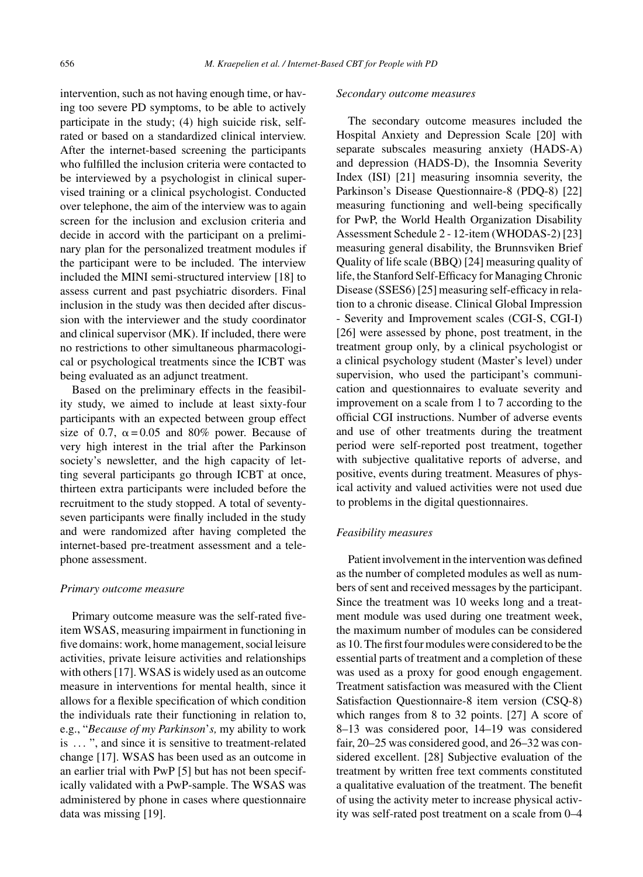intervention, such as not having enough time, or having too severe PD symptoms, to be able to actively participate in the study; (4) high suicide risk, self-rated or based on a standardized clinical interview. After the internet-based screening the participants who fulfilled the inclusion criteria were contacted to be interviewed by a psychologist in clinical supervised training or a clinical psychologist. Conducted over telephone, the aim of the interview was to again screen for the inclusion and exclusion criteria and decide in accord with the participant on a preliminary plan for the personalized treatment modules if the participant were to be included. The interview included the MINI semi-structured interview [18] to assess current and past psychiatric disorders. Final inclusion in the study was then decided after discussion with the interviewer and the study coordinator and clinical supervisor (MK). If included, there were no restrictions to other simultaneous pharmacological or psychological treatments since the ICBT was being evaluated as an adjunct treatment.

Based on the preliminary effects in the feasibility study, we aimed to include at least sixty-four participants with an expected between group effect size of 0.7, $\alpha = 0.05$ and 80% power. Because of very high interest in the trial after the Parkinson society's newsletter, and the high capacity of letting several participants go through ICBT at once, thirteen extra participants were included before the recruitment to the study stopped. A total of seventy-seven participants were finally included in the study and were randomized after having completed the internet-based pre-treatment assessment and a telephone assessment.

*Primary outcome measure*

Primary outcome measure was the self-rated five-item WSAS, measuring impairment in functioning in five domains: work, home management, social leisure activities, private leisure activities and relationships with others [17]. WSAS is widely used as an outcome measure in interventions for mental health, since it allows for a flexible specification of which condition the individuals rate their functioning in relation to, e.g., "*Because of my Parkinson*'*s,* my ability to work is ... ", and since it is sensitive to treatment-related change [17]. WSAS has been used as an outcome in an earlier trial with PwP [5] but has not been specifically validated with a PwP-sample. The WSAS was administered by phone in cases where questionnaire data was missing [19].

*Secondary outcome measures*

The secondary outcome measures included the Hospital Anxiety and Depression Scale [20] with separate subscales measuring anxiety (HADS-A) and depression (HADS-D), the Insomnia Severity Index (ISI) [21] measuring insomnia severity, the Parkinson's Disease Questionnaire-8 (PDQ-8) [22] measuring functioning and well-being specifically for PwP, the World Health Organization Disability Assessment Schedule 2 - 12-item (WHODAS-2) [23] measuring general disability, the Brunnsviken Brief Quality of life scale (BBQ) [24] measuring quality of life, the Stanford Self-Efficacy for Managing Chronic Disease (SSES6) [25] measuring self-efficacy in relation to a chronic disease. Clinical Global Impression - Severity and Improvement scales (CGI-S, CGI-I) [26] were assessed by phone, post treatment, in the treatment group only, by a clinical psychologist or a clinical psychology student (Master's level) under supervision, who used the participant's communication and questionnaires to evaluate severity and improvement on a scale from 1 to 7 according to the official CGI instructions. Number of adverse events and use of other treatments during the treatment period were self-reported post treatment, together with subjective qualitative reports of adverse, and positive, events during treatment. Measures of physical activity and valued activities were not used due to problems in the digital questionnaires.

*Feasibility measures*

Patient involvement in the intervention was defined as the number of completed modules as well as numbers of sent and received messages by the participant. Since the treatment was 10 weeks long and a treatment module was used during one treatment week, the maximum number of modules can be considered as 10. The first four modules were considered to be the essential parts of treatment and a completion of these was used as a proxy for good enough engagement. Treatment satisfaction was measured with the Client Satisfaction Questionnaire-8 item version (CSQ-8) which ranges from 8 to 32 points. [27] A score of 8–13 was considered poor, 14–19 was considered fair, 20–25 was considered good, and 26–32 was considered excellent. [28] Subjective evaluation of the treatment by written free text comments constituted a qualitative evaluation of the treatment. The benefit of using the activity meter to increase physical activity was self-rated post treatment on a scale from 0–4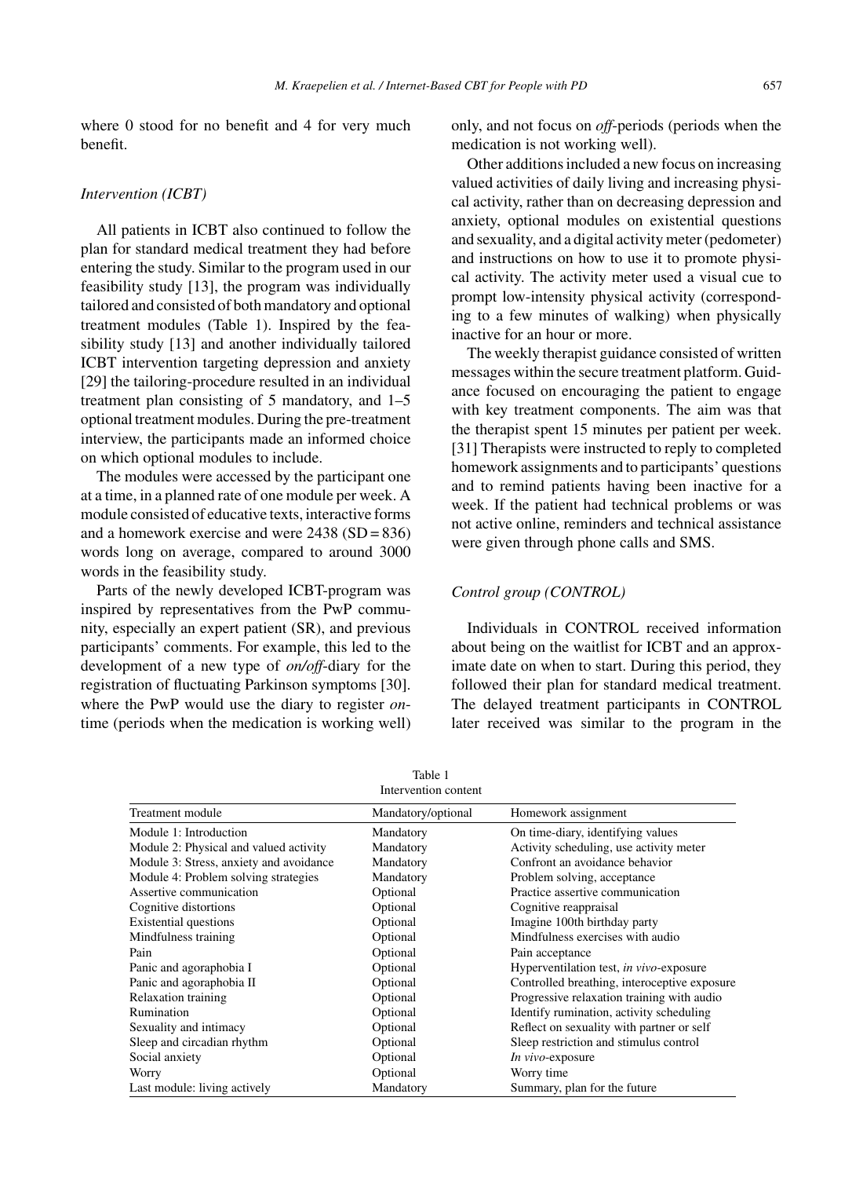where 0 stood for no benefit and 4 for very much benefit.

### *Intervention (ICBT)*

All patients in ICBT also continued to follow the plan for standard medical treatment they had before entering the study. Similar to the program used in our feasibility study [13], the program was individually tailored and consisted of both mandatory and optional treatment modules (Table 1). Inspired by the feasibility study [13] and another individually tailored ICBT intervention targeting depression and anxiety [29] the tailoring-procedure resulted in an individual treatment plan consisting of 5 mandatory, and 1–5 optional treatment modules. During the pre-treatment interview, the participants made an informed choice on which optional modules to include.

The modules were accessed by the participant one at a time, in a planned rate of one module per week. A module consisted of educative texts, interactive forms and a homework exercise and were 2438 (SD = 836) words long on average, compared to around 3000 words in the feasibility study.

Parts of the newly developed ICBT-program was inspired by representatives from the PwP community, especially an expert patient (SR), and previous participants' comments. For example, this led to the development of a new type of *on/off*-diary for the registration of fluctuating Parkinson symptoms [30]. where the PwP would use the diary to register *on*-time (periods when the medication is working well) only, and not focus on *off*-periods (periods when the medication is not working well).

Other additions included a new focus on increasing valued activities of daily living and increasing physical activity, rather than on decreasing depression and anxiety, optional modules on existential questions and sexuality, and a digital activity meter (pedometer) and instructions on how to use it to promote physical activity. The activity meter used a visual cue to prompt low-intensity physical activity (corresponding to a few minutes of walking) when physically inactive for an hour or more.

The weekly therapist guidance consisted of written messages within the secure treatment platform. Guidance focused on encouraging the patient to engage with key treatment components. The aim was that the therapist spent 15 minutes per patient per week. [31] Therapists were instructed to reply to completed homework assignments and to participants' questions and to remind patients having been inactive for a week. If the patient had technical problems or was not active online, reminders and technical assistance were given through phone calls and SMS.

### *Control group (CONTROL)*

Individuals in CONTROL received information about being on the waitlist for ICBT and an approximate date on when to start. During this period, they followed their plan for standard medical treatment. The delayed treatment participants in CONTROL later received was similar to the program in the

Table 1
Intervention content

| Treatment module | Mandatory/optional | Homework assignment |
|---|---|---|
| Module 1: Introduction | Mandatory | On time-diary, identifying values |
| Module 2: Physical and valued activity | Mandatory | Activity scheduling, use activity meter |
| Module 3: Stress, anxiety and avoidance | Mandatory | Confront an avoidance behavior |
| Module 4: Problem solving strategies | Mandatory | Problem solving, acceptance |
| Assertive communication | Optional | Practice assertive communication |
| Cognitive distortions | Optional | Cognitive reappraisal |
| Existential questions | Optional | Imagine 100th birthday party |
| Mindfulness training | Optional | Mindfulness exercises with audio |
| Pain | Optional | Pain acceptance |
| Panic and agoraphobia I | Optional | Hyperventilation test, *in vivo*-exposure |
| Panic and agoraphobia II | Optional | Controlled breathing, interoceptive exposure |
| Relaxation training | Optional | Progressive relaxation training with audio |
| Rumination | Optional | Identify rumination, activity scheduling |
| Sexuality and intimacy | Optional | Reflect on sexuality with partner or self |
| Sleep and circadian rhythm | Optional | Sleep restriction and stimulus control |
| Social anxiety | Optional | *In vivo*-exposure |
| Worry | Optional | Worry time |
| Last module: living actively | Mandatory | Summary, plan for the future |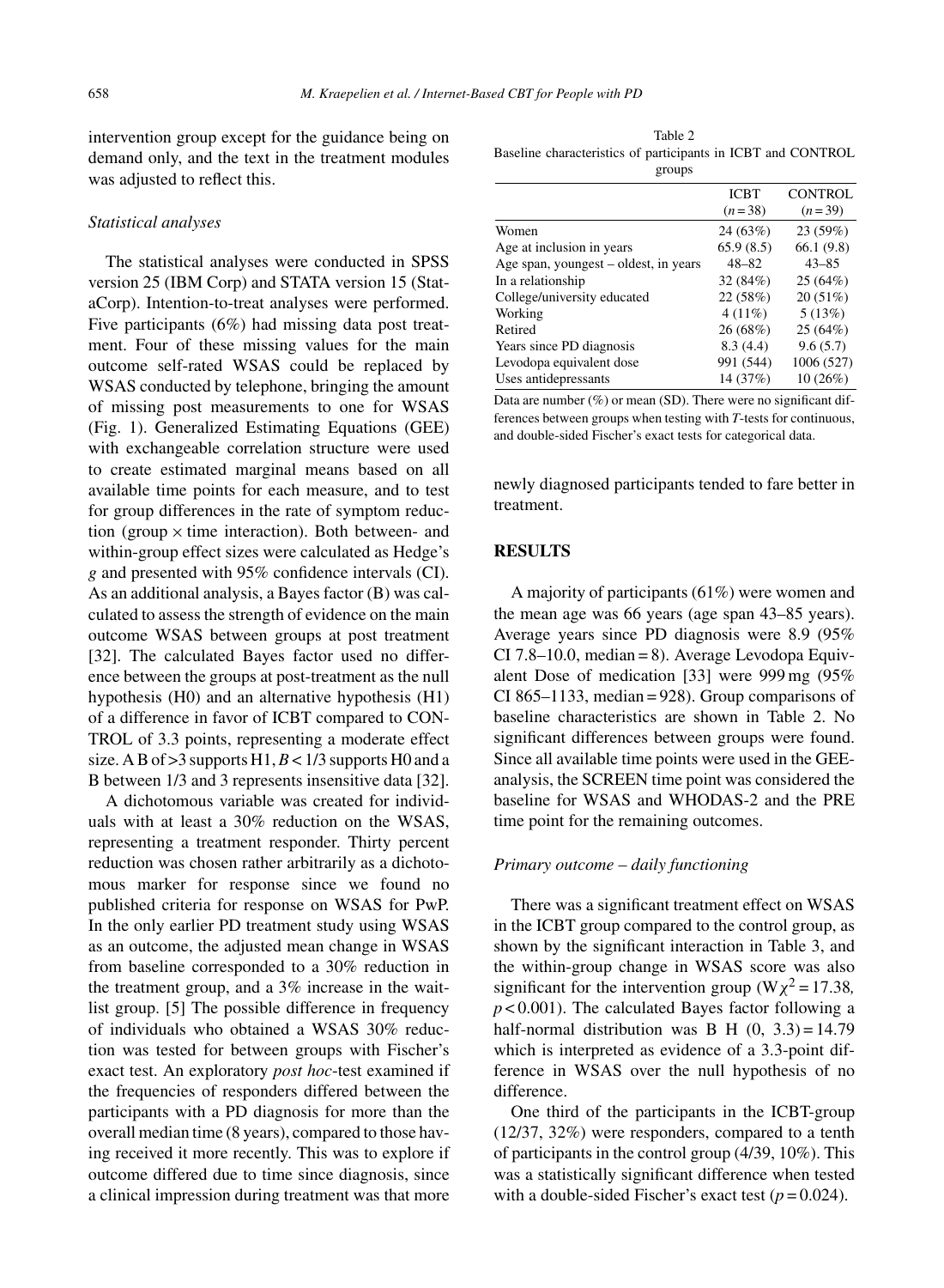intervention group except for the guidance being on demand only, and the text in the treatment modules was adjusted to reflect this.

### *Statistical analyses*

The statistical analyses were conducted in SPSS version 25 (IBM Corp) and STATA version 15 (StataCorp). Intention-to-treat analyses were performed. Five participants (6%) had missing data post treatment. Four of these missing values for the main outcome self-rated WSAS could be replaced by WSAS conducted by telephone, bringing the amount of missing post measurements to one for WSAS (Fig. 1). Generalized Estimating Equations (GEE) with exchangeable correlation structure were used to create estimated marginal means based on all available time points for each measure, and to test for group differences in the rate of symptom reduction (group × time interaction). Both between- and within-group effect sizes were calculated as Hedge's *g* and presented with 95% confidence intervals (CI). As an additional analysis, a Bayes factor (B) was calculated to assess the strength of evidence on the main outcome WSAS between groups at post treatment [32]. The calculated Bayes factor used no difference between the groups at post-treatment as the null hypothesis (H0) and an alternative hypothesis (H1) of a difference in favor of ICBT compared to CONTROL of 3.3 points, representing a moderate effect size. A B of >3 supports H1, *B* < 1/3 supports H0 and a B between 1/3 and 3 represents insensitive data [32].

A dichotomous variable was created for individuals with at least a 30% reduction on the WSAS, representing a treatment responder. Thirty percent reduction was chosen rather arbitrarily as a dichotomous marker for response since we found no published criteria for response on WSAS for PwP. In the only earlier PD treatment study using WSAS as an outcome, the adjusted mean change in WSAS from baseline corresponded to a 30% reduction in the treatment group, and a 3% increase in the waitlist group. [5] The possible difference in frequency of individuals who obtained a WSAS 30% reduction was tested for between groups with Fischer's exact test. An exploratory *post hoc*-test examined if the frequencies of responders differed between the participants with a PD diagnosis for more than the overall median time (8 years), compared to those having received it more recently. This was to explore if outcome differed due to time since diagnosis, since a clinical impression during treatment was that more newly diagnosed participants tended to fare better in treatment.

Table 2
Baseline characteristics of participants in ICBT and CONTROL groups

| | ICBT ($n = 38$) | CONTROL ($n = 39$) |
|---|---|---|
| Women | 24 (63%) | 23 (59%) |
| Age at inclusion in years | 65.9 (8.5) | 66.1 (9.8) |
| Age span, youngest – oldest, in years | 48–82 | 43–85 |
| In a relationship | 32 (84%) | 25 (64%) |
| College/university educated | 22 (58%) | 20 (51%) |
| Working | 4 (11%) | 5 (13%) |
| Retired | 26 (68%) | 25 (64%) |
| Years since PD diagnosis | 8.3 (4.4) | 9.6 (5.7) |
| Levodopa equivalent dose | 991 (544) | 1006 (527) |
| Uses antidepressants | 14 (37%) | 10 (26%) |

Data are number (%) or mean (SD). There were no significant differences between groups when testing with *T*-tests for continuous, and double-sided Fischer's exact tests for categorical data.

## RESULTS

A majority of participants (61%) were women and the mean age was 66 years (age span 43–85 years). Average years since PD diagnosis were 8.9 (95% CI 7.8–10.0, median = 8). Average Levodopa Equivalent Dose of medication [33] were 999 mg (95% CI 865–1133, median = 928). Group comparisons of baseline characteristics are shown in Table 2. No significant differences between groups were found. Since all available time points were used in the GEE-analysis, the SCREEN time point was considered the baseline for WSAS and WHODAS-2 and the PRE time point for the remaining outcomes.

### *Primary outcome – daily functioning*

There was a significant treatment effect on WSAS in the ICBT group compared to the control group, as shown by the significant interaction in Table 3, and the within-group change in WSAS score was also significant for the intervention group ($W\chi^2 = 17.38$, $p < 0.001$). The calculated Bayes factor following a half-normal distribution was B H (0, 3.3) = 14.79 which is interpreted as evidence of a 3.3-point difference in WSAS over the null hypothesis of no difference.

One third of the participants in the ICBT-group (12/37, 32%) were responders, compared to a tenth of participants in the control group (4/39, 10%). This was a statistically significant difference when tested with a double-sided Fischer's exact test ($p = 0.024$).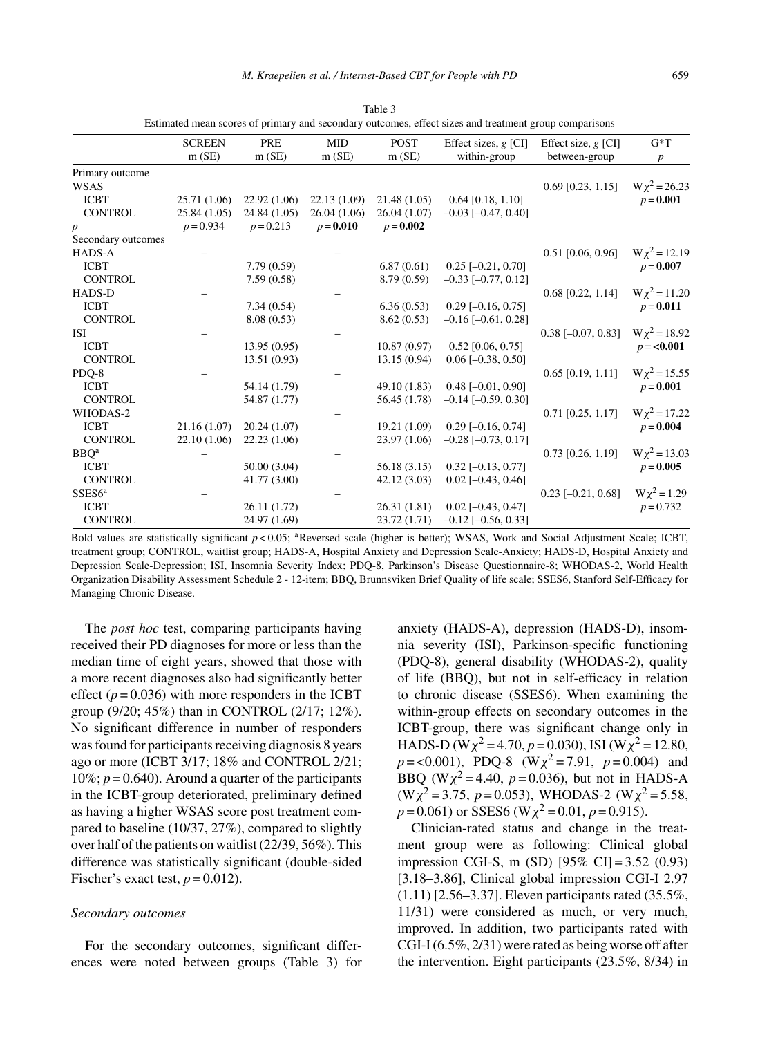Table 3
Estimated mean scores of primary and secondary outcomes, effect sizes and treatment group comparisons

| | SCREEN m (SE) | PRE m (SE) | MID m (SE) | POST m (SE) | Effect sizes, *g* [CI] within-group | Effect size, *g* [CI] between-group | G*T *p* |
|---|---|---|---|---|---|---|---|
| Primary outcome | | | | | | | |
| WSAS | | | | | | 0.69 [0.23, 1.15] | $W\chi^2 = 26.23$ |
| ICBT | 25.71 (1.06) | 22.92 (1.06) | 22.13 (1.09) | 21.48 (1.05) | 0.64 [0.18, 1.10] | | $p =$ **0.001** |
| CONTROL | 25.84 (1.05) | 24.84 (1.05) | 26.04 (1.06) | 26.04 (1.07) | –0.03 [–0.47, 0.40] | | |
| *p* | $p = 0.934$ | $p = 0.213$ | $p =$ **0.010** | $p =$ **0.002** | | | |
| Secondary outcomes | | | | | | | |
| HADS-A | – | | – | | | 0.51 [0.06, 0.96] | $W\chi^2 = 12.19$ |
| ICBT | | 7.79 (0.59) | | 6.87 (0.61) | 0.25 [–0.21, 0.70] | | $p =$ **0.007** |
| CONTROL | | 7.59 (0.58) | | 8.79 (0.59) | –0.33 [–0.77, 0.12] | | |
| HADS-D | – | | – | | | 0.68 [0.22, 1.14] | $W\chi^2 = 11.20$ |
| ICBT | | 7.34 (0.54) | | 6.36 (0.53) | 0.29 [–0.16, 0.75] | | $p =$ **0.011** |
| CONTROL | | 8.08 (0.53) | | 8.62 (0.53) | –0.16 [–0.61, 0.28] | | |
| ISI | – | | – | | | 0.38 [–0.07, 0.83] | $W\chi^2 = 18.92$ |
| ICBT | | 13.95 (0.95) | | 10.87 (0.97) | 0.52 [0.06, 0.75] | | $p =$ **<0.001** |
| CONTROL | | 13.51 (0.93) | | 13.15 (0.94) | 0.06 [–0.38, 0.50] | | |
| PDQ-8 | – | | – | | | 0.65 [0.19, 1.11] | $W\chi^2 = 15.55$ |
| ICBT | | 54.14 (1.79) | | 49.10 (1.83) | 0.48 [–0.01, 0.90] | | $p =$ **0.001** |
| CONTROL | | 54.87 (1.77) | | 56.45 (1.78) | –0.14 [–0.59, 0.30] | | |
| WHODAS-2 | | | – | | | 0.71 [0.25, 1.17] | $W\chi^2 = 17.22$ |
| ICBT | 21.16 (1.07) | 20.24 (1.07) | | 19.21 (1.09) | 0.29 [–0.16, 0.74] | | $p =$ **0.004** |
| CONTROL | 22.10 (1.06) | 22.23 (1.06) | | 23.97 (1.06) | –0.28 [–0.73, 0.17] | | |
| BBQ[a] | – | | – | | | 0.73 [0.26, 1.19] | $W\chi^2 = 13.03$ |
| ICBT | | 50.00 (3.04) | | 56.18 (3.15) | 0.32 [–0.13, 0.77] | | $p =$ **0.005** |
| CONTROL | | 41.77 (3.00) | | 42.12 (3.03) | 0.02 [–0.43, 0.46] | | |
| SSES6[a] | – | | – | | | 0.23 [–0.21, 0.68] | $W\chi^2 = 1.29$ |
| ICBT | | 26.11 (1.72) | | 26.31 (1.81) | 0.02 [–0.43, 0.47] | | $p = 0.732$ |
| CONTROL | | 24.97 (1.69) | | 23.72 (1.71) | –0.12 [–0.56, 0.33] | | |

Bold values are statistically significant $p < 0.05$; [a]Reversed scale (higher is better); WSAS, Work and Social Adjustment Scale; ICBT, treatment group; CONTROL, waitlist group; HADS-A, Hospital Anxiety and Depression Scale-Anxiety; HADS-D, Hospital Anxiety and Depression Scale-Depression; ISI, Insomnia Severity Index; PDQ-8, Parkinson's Disease Questionnaire-8; WHODAS-2, World Health Organization Disability Assessment Schedule 2 - 12-item; BBQ, Brunnsviken Brief Quality of life scale; SSES6, Stanford Self-Efficacy for Managing Chronic Disease.

The *post hoc* test, comparing participants having received their PD diagnoses for more or less than the median time of eight years, showed that those with a more recent diagnoses also had significantly better effect ($p = 0.036$) with more responders in the ICBT group (9/20; 45%) than in CONTROL (2/17; 12%). No significant difference in number of responders was found for participants receiving diagnosis 8 years ago or more (ICBT 3/17; 18% and CONTROL 2/21; 10%; $p = 0.640$). Around a quarter of the participants in the ICBT-group deteriorated, preliminary defined as having a higher WSAS score post treatment compared to baseline (10/37, 27%), compared to slightly over half of the patients on waitlist (22/39, 56%). This difference was statistically significant (double-sided Fischer's exact test, $p = 0.012$).

### *Secondary outcomes*

For the secondary outcomes, significant differences were noted between groups (Table 3) for anxiety (HADS-A), depression (HADS-D), insomnia severity (ISI), Parkinson-specific functioning (PDQ-8), general disability (WHODAS-2), quality of life (BBQ), but not in self-efficacy in relation to chronic disease (SSES6). When examining the within-group effects on secondary outcomes in the ICBT-group, there was significant change only in HADS-D ($W\chi^2 = 4.70$, $p = 0.030$), ISI ($W\chi^2 = 12.80$, $p = <0.001$), PDQ-8 ($W\chi^2 = 7.91$, $p = 0.004$) and BBQ ($W\chi^2 = 4.40$, $p = 0.036$), but not in HADS-A ($W\chi^2 = 3.75$, $p = 0.053$), WHODAS-2 ($W\chi^2 = 5.58$, $p = 0.061$) or SSES6 ($W\chi^2 = 0.01$, $p = 0.915$).

Clinician-rated status and change in the treatment group were as following: Clinical global impression CGI-S, m (SD) [95% CI] = 3.52 (0.93) [3.18–3.86], Clinical global impression CGI-I 2.97 (1.11) [2.56–3.37]. Eleven participants rated (35.5%, 11/31) were considered as much, or very much, improved. In addition, two participants rated with CGI-I (6.5%, 2/31) were rated as being worse off after the intervention. Eight participants (23.5%, 8/34) in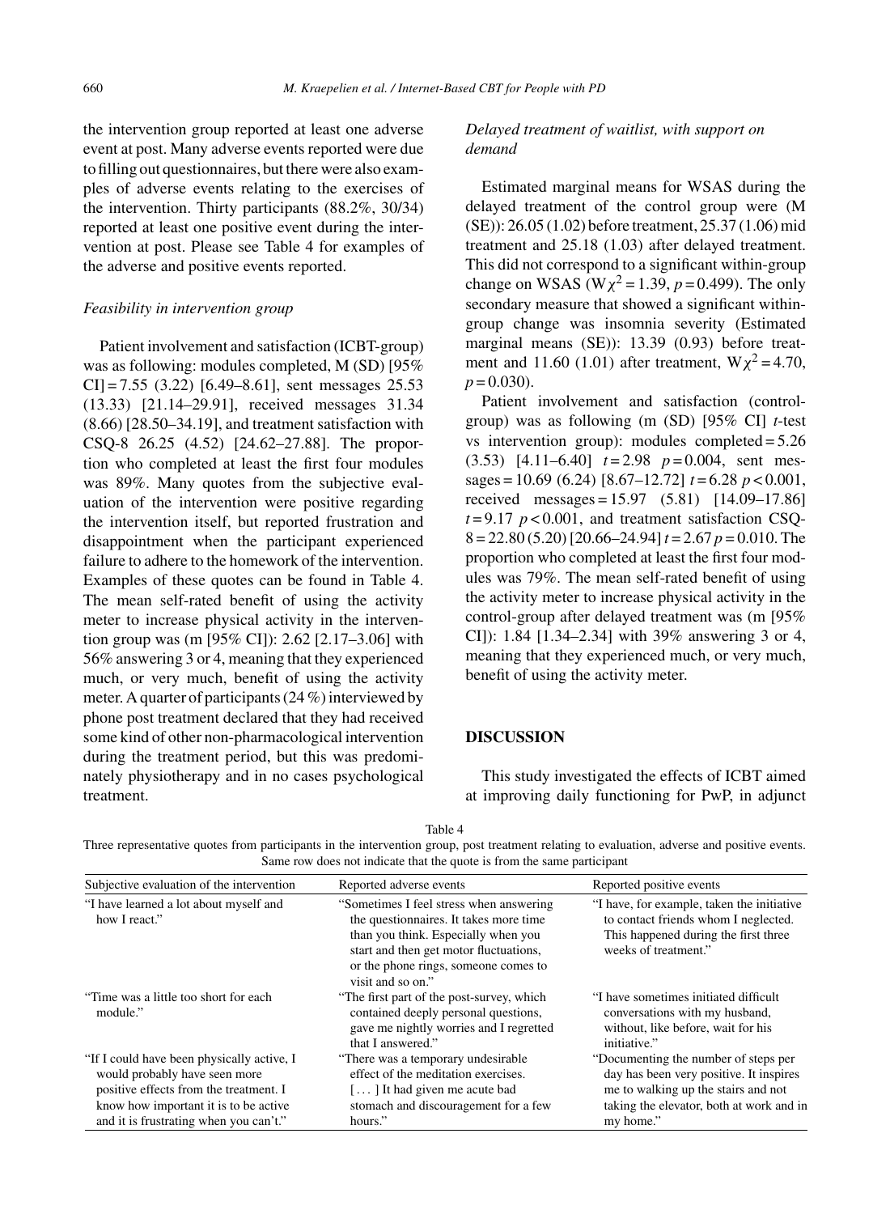the intervention group reported at least one adverse event at post. Many adverse events reported were due to filling out questionnaires, but there were also examples of adverse events relating to the exercises of the intervention. Thirty participants (88.2%, 30/34) reported at least one positive event during the intervention at post. Please see Table 4 for examples of the adverse and positive events reported.

### *Feasibility in intervention group*

Patient involvement and satisfaction (ICBT-group) was as following: modules completed, M (SD) [95% CI] = 7.55 (3.22) [6.49–8.61], sent messages 25.53 (13.33) [21.14–29.91], received messages 31.34 (8.66) [28.50–34.19], and treatment satisfaction with CSQ-8 26.25 (4.52) [24.62–27.88]. The proportion who completed at least the first four modules was 89%. Many quotes from the subjective evaluation of the intervention were positive regarding the intervention itself, but reported frustration and disappointment when the participant experienced failure to adhere to the homework of the intervention. Examples of these quotes can be found in Table 4. The mean self-rated benefit of using the activity meter to increase physical activity in the intervention group was (m [95% CI]): 2.62 [2.17–3.06] with 56% answering 3 or 4, meaning that they experienced much, or very much, benefit of using the activity meter. A quarter of participants (24 %) interviewed by phone post treatment declared that they had received some kind of other non-pharmacological intervention during the treatment period, but this was predominately physiotherapy and in no cases psychological treatment.

### *Delayed treatment of waitlist, with support on demand*

Estimated marginal means for WSAS during the delayed treatment of the control group were (M (SE)): 26.05 (1.02) before treatment, 25.37 (1.06) mid treatment and 25.18 (1.03) after delayed treatment. This did not correspond to a significant within-group change on WSAS ($W\chi^2 = 1.39$, $p = 0.499$). The only secondary measure that showed a significant within-group change was insomnia severity (Estimated marginal means (SE)): 13.39 (0.93) before treatment and 11.60 (1.01) after treatment, $W\chi^2 = 4.70$, $p = 0.030$).

Patient involvement and satisfaction (control-group) was as following (m (SD) [95% CI] *t*-test vs intervention group): modules completed = 5.26 (3.53) [4.11–6.40] $t = 2.98$ $p = 0.004$, sent messages = 10.69 (6.24) [8.67–12.72] $t = 6.28$ $p < 0.001$, received messages = 15.97 (5.81) [14.09–17.86] $t = 9.17$ $p < 0.001$, and treatment satisfaction CSQ-8 = 22.80 (5.20) [20.66–24.94] $t = 2.67$ $p = 0.010$. The proportion who completed at least the first four modules was 79%. The mean self-rated benefit of using the activity meter to increase physical activity in the control-group after delayed treatment was (m [95% CI]): 1.84 [1.34–2.34] with 39% answering 3 or 4, meaning that they experienced much, or very much, benefit of using the activity meter.

## DISCUSSION

This study investigated the effects of ICBT aimed at improving daily functioning for PwP, in adjunct

Table 4
Three representative quotes from participants in the intervention group, post treatment relating to evaluation, adverse and positive events. Same row does not indicate that the quote is from the same participant

| Subjective evaluation of the intervention | Reported adverse events | Reported positive events |
|---|---|---|
| "I have learned a lot about myself and how I react." | "Sometimes I feel stress when answering the questionnaires. It takes more time than you think. Especially when you start and then get motor fluctuations, or the phone rings, someone comes to visit and so on." | "I have, for example, taken the initiative to contact friends whom I neglected. This happened during the first three weeks of treatment." |
| "Time was a little too short for each module." | "The first part of the post-survey, which contained deeply personal questions, gave me nightly worries and I regretted that I answered." | "I have sometimes initiated difficult conversations with my husband, without, like before, wait for his initiative." |
| "If I could have been physically active, I would probably have seen more positive effects from the treatment. I know how important it is to be active and it is frustrating when you can't." | "There was a temporary undesirable effect of the meditation exercises. [ . . . ] It had given me acute bad stomach and discouragement for a few hours." | "Documenting the number of steps per day has been very positive. It inspires me to walking up the stairs and not taking the elevator, both at work and in my home." |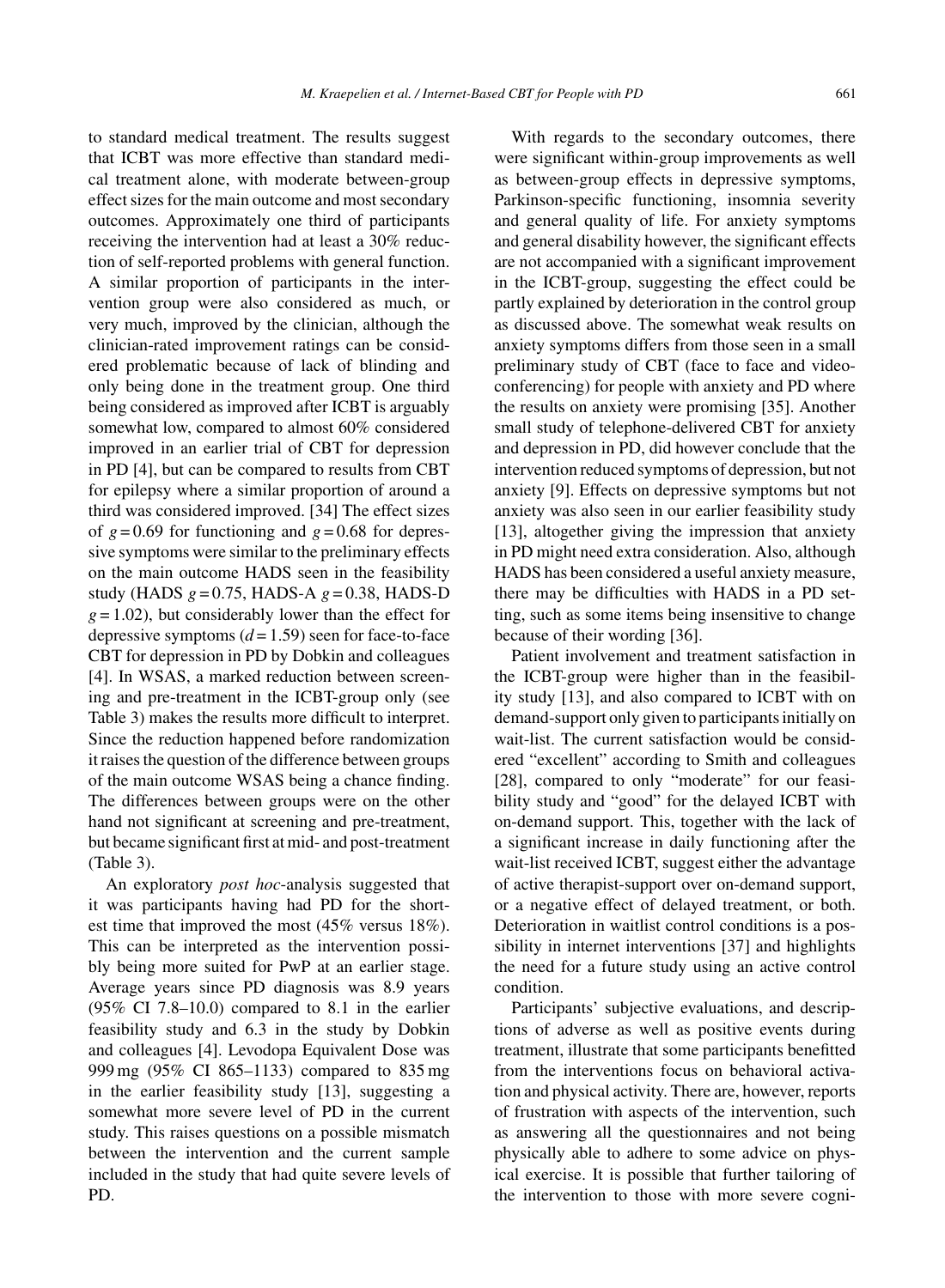to standard medical treatment. The results suggest that ICBT was more effective than standard medical treatment alone, with moderate between-group effect sizes for the main outcome and most secondary outcomes. Approximately one third of participants receiving the intervention had at least a 30% reduction of self-reported problems with general function. A similar proportion of participants in the intervention group were also considered as much, or very much, improved by the clinician, although the clinician-rated improvement ratings can be considered problematic because of lack of blinding and only being done in the treatment group. One third being considered as improved after ICBT is arguably somewhat low, compared to almost 60% considered improved in an earlier trial of CBT for depression in PD [4], but can be compared to results from CBT for epilepsy where a similar proportion of around a third was considered improved. [34] The effect sizes of $g = 0.69$ for functioning and $g = 0.68$ for depressive symptoms were similar to the preliminary effects on the main outcome HADS seen in the feasibility study (HADS $g = 0.75$, HADS-A $g = 0.38$, HADS-D $g = 1.02$), but considerably lower than the effect for depressive symptoms ($d = 1.59$) seen for face-to-face CBT for depression in PD by Dobkin and colleagues [4]. In WSAS, a marked reduction between screening and pre-treatment in the ICBT-group only (see Table 3) makes the results more difficult to interpret. Since the reduction happened before randomization it raises the question of the difference between groups of the main outcome WSAS being a chance finding. The differences between groups were on the other hand not significant at screening and pre-treatment, but became significant first at mid- and post-treatment (Table 3).

An exploratory *post hoc*-analysis suggested that it was participants having had PD for the shortest time that improved the most (45% versus 18%). This can be interpreted as the intervention possibly being more suited for PwP at an earlier stage. Average years since PD diagnosis was 8.9 years (95% CI 7.8–10.0) compared to 8.1 in the earlier feasibility study and 6.3 in the study by Dobkin and colleagues [4]. Levodopa Equivalent Dose was 999 mg (95% CI 865–1133) compared to 835 mg in the earlier feasibility study [13], suggesting a somewhat more severe level of PD in the current study. This raises questions on a possible mismatch between the intervention and the current sample included in the study that had quite severe levels of PD.

With regards to the secondary outcomes, there were significant within-group improvements as well as between-group effects in depressive symptoms, Parkinson-specific functioning, insomnia severity and general quality of life. For anxiety symptoms and general disability however, the significant effects are not accompanied with a significant improvement in the ICBT-group, suggesting the effect could be partly explained by deterioration in the control group as discussed above. The somewhat weak results on anxiety symptoms differs from those seen in a small preliminary study of CBT (face to face and videoconferencing) for people with anxiety and PD where the results on anxiety were promising [35]. Another small study of telephone-delivered CBT for anxiety and depression in PD, did however conclude that the intervention reduced symptoms of depression, but not anxiety [9]. Effects on depressive symptoms but not anxiety was also seen in our earlier feasibility study [13], altogether giving the impression that anxiety in PD might need extra consideration. Also, although HADS has been considered a useful anxiety measure, there may be difficulties with HADS in a PD setting, such as some items being insensitive to change because of their wording [36].

Patient involvement and treatment satisfaction in the ICBT-group were higher than in the feasibility study [13], and also compared to ICBT with on demand-support only given to participants initially on wait-list. The current satisfaction would be considered "excellent" according to Smith and colleagues [28], compared to only "moderate" for our feasibility study and "good" for the delayed ICBT with on-demand support. This, together with the lack of a significant increase in daily functioning after the wait-list received ICBT, suggest either the advantage of active therapist-support over on-demand support, or a negative effect of delayed treatment, or both. Deterioration in waitlist control conditions is a possibility in internet interventions [37] and highlights the need for a future study using an active control condition.

Participants' subjective evaluations, and descriptions of adverse as well as positive events during treatment, illustrate that some participants benefitted from the interventions focus on behavioral activation and physical activity. There are, however, reports of frustration with aspects of the intervention, such as answering all the questionnaires and not being physically able to adhere to some advice on physical exercise. It is possible that further tailoring of the intervention to those with more severe cogni-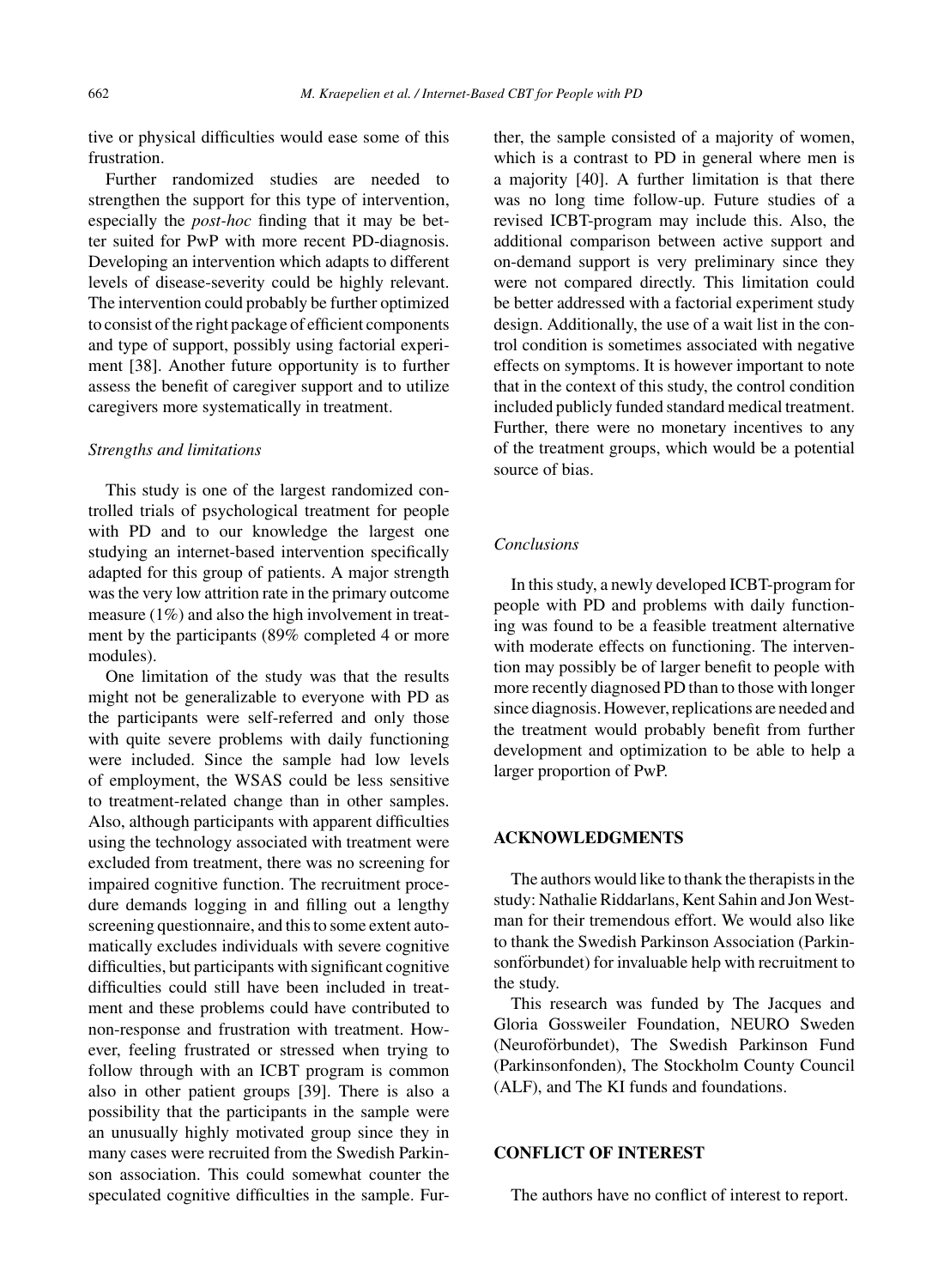tive or physical difficulties would ease some of this frustration.

Further randomized studies are needed to strengthen the support for this type of intervention, especially the *post-hoc* finding that it may be better suited for PwP with more recent PD-diagnosis. Developing an intervention which adapts to different levels of disease-severity could be highly relevant. The intervention could probably be further optimized to consist of the right package of efficient components and type of support, possibly using factorial experiment [38]. Another future opportunity is to further assess the benefit of caregiver support and to utilize caregivers more systematically in treatment.

### *Strengths and limitations*

This study is one of the largest randomized controlled trials of psychological treatment for people with PD and to our knowledge the largest one studying an internet-based intervention specifically adapted for this group of patients. A major strength was the very low attrition rate in the primary outcome measure (1%) and also the high involvement in treatment by the participants (89% completed 4 or more modules).

One limitation of the study was that the results might not be generalizable to everyone with PD as the participants were self-referred and only those with quite severe problems with daily functioning were included. Since the sample had low levels of employment, the WSAS could be less sensitive to treatment-related change than in other samples. Also, although participants with apparent difficulties using the technology associated with treatment were excluded from treatment, there was no screening for impaired cognitive function. The recruitment procedure demands logging in and filling out a lengthy screening questionnaire, and this to some extent automatically excludes individuals with severe cognitive difficulties, but participants with significant cognitive difficulties could still have been included in treatment and these problems could have contributed to non-response and frustration with treatment. However, feeling frustrated or stressed when trying to follow through with an ICBT program is common also in other patient groups [39]. There is also a possibility that the participants in the sample were an unusually highly motivated group since they in many cases were recruited from the Swedish Parkinson association. This could somewhat counter the speculated cognitive difficulties in the sample. Further, the sample consisted of a majority of women, which is a contrast to PD in general where men is a majority [40]. A further limitation is that there was no long time follow-up. Future studies of a revised ICBT-program may include this. Also, the additional comparison between active support and on-demand support is very preliminary since they were not compared directly. This limitation could be better addressed with a factorial experiment study design. Additionally, the use of a wait list in the control condition is sometimes associated with negative effects on symptoms. It is however important to note that in the context of this study, the control condition included publicly funded standard medical treatment. Further, there were no monetary incentives to any of the treatment groups, which would be a potential source of bias.

### *Conclusions*

In this study, a newly developed ICBT-program for people with PD and problems with daily functioning was found to be a feasible treatment alternative with moderate effects on functioning. The intervention may possibly be of larger benefit to people with more recently diagnosed PD than to those with longer since diagnosis. However, replications are needed and the treatment would probably benefit from further development and optimization to be able to help a larger proportion of PwP.

## ACKNOWLEDGMENTS

The authors would like to thank the therapists in the study: Nathalie Riddarlans, Kent Sahin and Jon Westman for their tremendous effort. We would also like to thank the Swedish Parkinson Association (Parkinsonförbundet) for invaluable help with recruitment to the study.

This research was funded by The Jacques and Gloria Gossweiler Foundation, NEURO Sweden (Neuroförbundet), The Swedish Parkinson Fund (Parkinsonfonden), The Stockholm County Council (ALF), and The KI funds and foundations.

## CONFLICT OF INTEREST

The authors have no conflict of interest to report.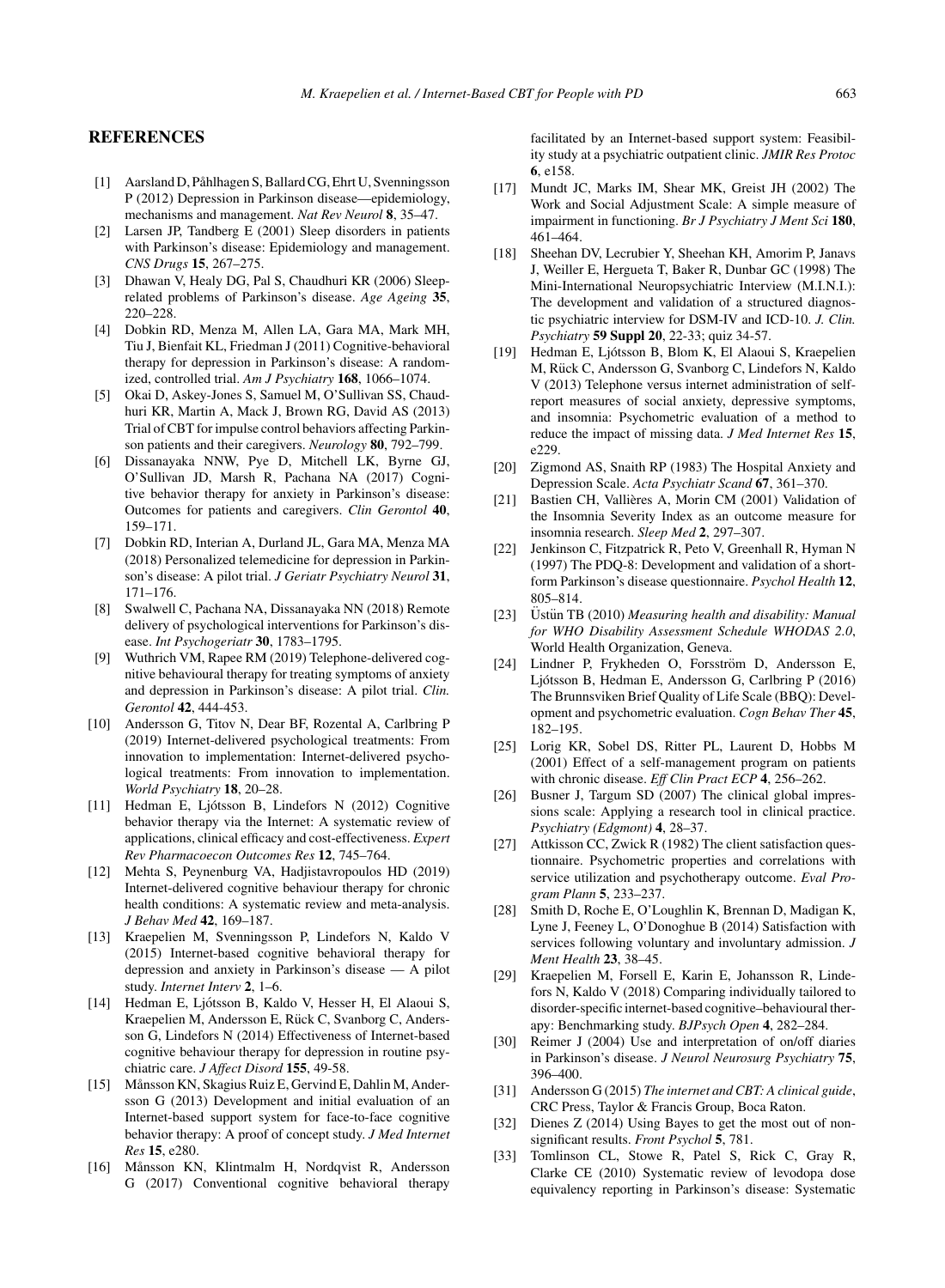## REFERENCES

[1] Aarsland D, Påhlhagen S, Ballard CG, Ehrt U, Svenningsson P (2012) Depression in Parkinson disease—epidemiology, mechanisms and management. *Nat Rev Neurol* **8**, 35–47.

[2] Larsen JP, Tandberg E (2001) Sleep disorders in patients with Parkinson's disease: Epidemiology and management. *CNS Drugs* **15**, 267–275.

[3] Dhawan V, Healy DG, Pal S, Chaudhuri KR (2006) Sleep-related problems of Parkinson's disease. *Age Ageing* **35**, 220–228.

[4] Dobkin RD, Menza M, Allen LA, Gara MA, Mark MH, Tiu J, Bienfait KL, Friedman J (2011) Cognitive-behavioral therapy for depression in Parkinson's disease: A randomized, controlled trial. *Am J Psychiatry* **168**, 1066–1074.

[5] Okai D, Askey-Jones S, Samuel M, O'Sullivan SS, Chaudhuri KR, Martin A, Mack J, Brown RG, David AS (2013) Trial of CBT for impulse control behaviors affecting Parkinson patients and their caregivers. *Neurology* **80**, 792–799.

[6] Dissanayaka NNW, Pye D, Mitchell LK, Byrne GJ, O'Sullivan JD, Marsh R, Pachana NA (2017) Cognitive behavior therapy for anxiety in Parkinson's disease: Outcomes for patients and caregivers. *Clin Gerontol* **40**, 159–171.

[7] Dobkin RD, Interian A, Durland JL, Gara MA, Menza MA (2018) Personalized telemedicine for depression in Parkinson's disease: A pilot trial. *J Geriatr Psychiatry Neurol* **31**, 171–176.

[8] Swalwell C, Pachana NA, Dissanayaka NN (2018) Remote delivery of psychological interventions for Parkinson's disease. *Int Psychogeriatr* **30**, 1783–1795.

[9] Wuthrich VM, Rapee RM (2019) Telephone-delivered cognitive behavioural therapy for treating symptoms of anxiety and depression in Parkinson's disease: A pilot trial. *Clin. Gerontol* **42**, 444-453.

[10] Andersson G, Titov N, Dear BF, Rozental A, Carlbring P (2019) Internet-delivered psychological treatments: From innovation to implementation: Internet-delivered psychological treatments: From innovation to implementation. *World Psychiatry* **18**, 20–28.

[11] Hedman E, Ljótsson B, Lindefors N (2012) Cognitive behavior therapy via the Internet: A systematic review of applications, clinical efficacy and cost-effectiveness. *Expert Rev Pharmacoecon Outcomes Res* **12**, 745–764.

[12] Mehta S, Peynenburg VA, Hadjistavropoulos HD (2019) Internet-delivered cognitive behaviour therapy for chronic health conditions: A systematic review and meta-analysis. *J Behav Med* **42**, 169–187.

[13] Kraepelien M, Svenningsson P, Lindefors N, Kaldo V (2015) Internet-based cognitive behavioral therapy for depression and anxiety in Parkinson's disease — A pilot study. *Internet Interv* **2**, 1–6.

[14] Hedman E, Ljótsson B, Kaldo V, Hesser H, El Alaoui S, Kraepelien M, Andersson E, Rück C, Svanborg C, Andersson G, Lindefors N (2014) Effectiveness of Internet-based cognitive behaviour therapy for depression in routine psychiatric care. *J Affect Disord* **155**, 49-58.

[15] Månsson KN, Skagius Ruiz E, Gervind E, Dahlin M, Andersson G (2013) Development and initial evaluation of an Internet-based support system for face-to-face cognitive behavior therapy: A proof of concept study. *J Med Internet Res* **15**, e280.

[16] Månsson KN, Klintmalm H, Nordqvist R, Andersson G (2017) Conventional cognitive behavioral therapy facilitated by an Internet-based support system: Feasibility study at a psychiatric outpatient clinic. *JMIR Res Protoc* **6**, e158.

[17] Mundt JC, Marks IM, Shear MK, Greist JH (2002) The Work and Social Adjustment Scale: A simple measure of impairment in functioning. *Br J Psychiatry J Ment Sci* **180**, 461–464.

[18] Sheehan DV, Lecrubier Y, Sheehan KH, Amorim P, Janavs J, Weiller E, Hergueta T, Baker R, Dunbar GC (1998) The Mini-International Neuropsychiatric Interview (M.I.N.I.): The development and validation of a structured diagnostic psychiatric interview for DSM-IV and ICD-10. *J. Clin. Psychiatry* **59 Suppl 20**, 22-33; quiz 34-57.

[19] Hedman E, Ljótsson B, Blom K, El Alaoui S, Kraepelien M, Rück C, Andersson G, Svanborg C, Lindefors N, Kaldo V (2013) Telephone versus internet administration of self-report measures of social anxiety, depressive symptoms, and insomnia: Psychometric evaluation of a method to reduce the impact of missing data. *J Med Internet Res* **15**, e229.

[20] Zigmond AS, Snaith RP (1983) The Hospital Anxiety and Depression Scale. *Acta Psychiatr Scand* **67**, 361–370.

[21] Bastien CH, Vallières A, Morin CM (2001) Validation of the Insomnia Severity Index as an outcome measure for insomnia research. *Sleep Med* **2**, 297–307.

[22] Jenkinson C, Fitzpatrick R, Peto V, Greenhall R, Hyman N (1997) The PDQ-8: Development and validation of a short-form Parkinson's disease questionnaire. *Psychol Health* **12**, 805–814.

[23] Üstün TB (2010) *Measuring health and disability: Manual for WHO Disability Assessment Schedule WHODAS 2.0*, World Health Organization, Geneva.

[24] Lindner P, Frykheden O, Forsström D, Andersson E, Ljótsson B, Hedman E, Andersson G, Carlbring P (2016) The Brunnsviken Brief Quality of Life Scale (BBQ): Development and psychometric evaluation. *Cogn Behav Ther* **45**, 182–195.

[25] Lorig KR, Sobel DS, Ritter PL, Laurent D, Hobbs M (2001) Effect of a self-management program on patients with chronic disease. *Eff Clin Pract ECP* **4**, 256–262.

[26] Busner J, Targum SD (2007) The clinical global impressions scale: Applying a research tool in clinical practice. *Psychiatry (Edgmont)* **4**, 28–37.

[27] Attkisson CC, Zwick R (1982) The client satisfaction questionnaire. Psychometric properties and correlations with service utilization and psychotherapy outcome. *Eval Program Plann* **5**, 233–237.

[28] Smith D, Roche E, O'Loughlin K, Brennan D, Madigan K, Lyne J, Feeney L, O'Donoghue B (2014) Satisfaction with services following voluntary and involuntary admission. *J Ment Health* **23**, 38–45.

[29] Kraepelien M, Forsell E, Karin E, Johansson R, Lindefors N, Kaldo V (2018) Comparing individually tailored to disorder-specific internet-based cognitive–behavioural therapy: Benchmarking study. *BJPsych Open* **4**, 282–284.

[30] Reimer J (2004) Use and interpretation of on/off diaries in Parkinson's disease. *J Neurol Neurosurg Psychiatry* **75**, 396–400.

[31] Andersson G (2015) *The internet and CBT: A clinical guide*, CRC Press, Taylor & Francis Group, Boca Raton.

[32] Dienes Z (2014) Using Bayes to get the most out of non-significant results. *Front Psychol* **5**, 781.

[33] Tomlinson CL, Stowe R, Patel S, Rick C, Gray R, Clarke CE (2010) Systematic review of levodopa dose equivalency reporting in Parkinson's disease: Systematic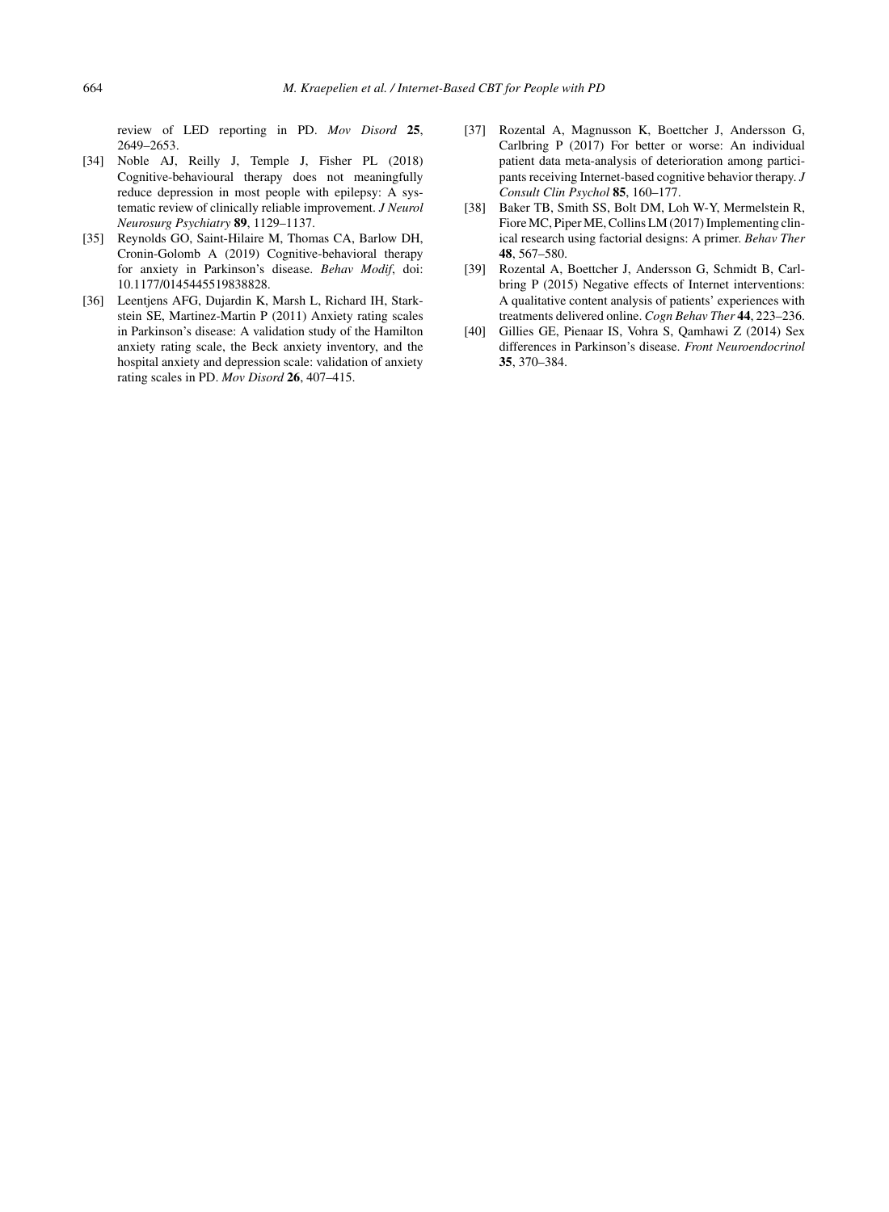review of LED reporting in PD. *Mov Disord* **25**, 2649–2653.

[34] Noble AJ, Reilly J, Temple J, Fisher PL (2018) Cognitive-behavioural therapy does not meaningfully reduce depression in most people with epilepsy: A systematic review of clinically reliable improvement. *J Neurol Neurosurg Psychiatry* **89**, 1129–1137.

[35] Reynolds GO, Saint-Hilaire M, Thomas CA, Barlow DH, Cronin-Golomb A (2019) Cognitive-behavioral therapy for anxiety in Parkinson's disease. *Behav Modif*, doi: 10.1177/0145445519838828.

[36] Leentjens AFG, Dujardin K, Marsh L, Richard IH, Starkstein SE, Martinez-Martin P (2011) Anxiety rating scales in Parkinson's disease: A validation study of the Hamilton anxiety rating scale, the Beck anxiety inventory, and the hospital anxiety and depression scale: validation of anxiety rating scales in PD. *Mov Disord* **26**, 407–415.

[37] Rozental A, Magnusson K, Boettcher J, Andersson G, Carlbring P (2017) For better or worse: An individual patient data meta-analysis of deterioration among participants receiving Internet-based cognitive behavior therapy. *J Consult Clin Psychol* **85**, 160–177.

[38] Baker TB, Smith SS, Bolt DM, Loh W-Y, Mermelstein R, Fiore MC, Piper ME, Collins LM (2017) Implementing clinical research using factorial designs: A primer. *Behav Ther* **48**, 567–580.

[39] Rozental A, Boettcher J, Andersson G, Schmidt B, Carlbring P (2015) Negative effects of Internet interventions: A qualitative content analysis of patients' experiences with treatments delivered online. *Cogn Behav Ther* **44**, 223–236.

[40] Gillies GE, Pienaar IS, Vohra S, Qamhawi Z (2014) Sex differences in Parkinson's disease. *Front Neuroendocrinol* **35**, 370–384.